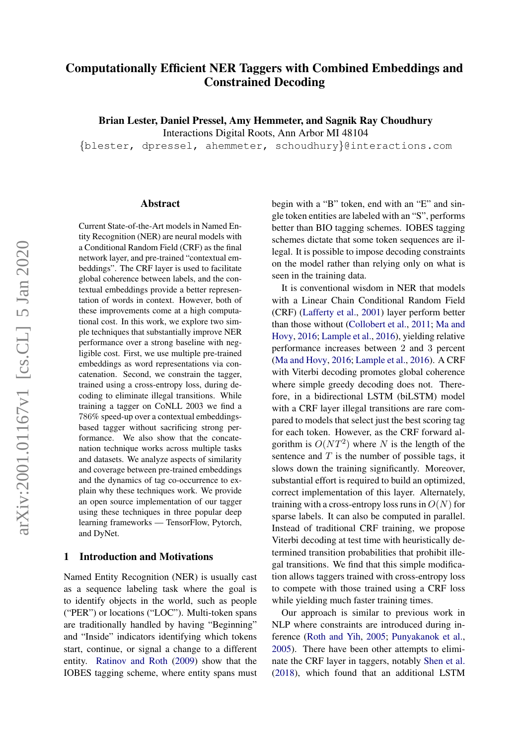# Computationally Efficient NER Taggers with Combined Embeddings and Constrained Decoding

**Brian Lester, Daniel Pressel, Amy Hemmeter, and Sagnik Ray Choudhury**

Interactions Digital Roots, Ann Arbor MI 48104

{blester, dpressel, ahemmeter, schoudhury}@interactions.com

## Abstract

Current State-of-the-Art models in Named Entity Recognition (NER) are neural models with a Conditional Random Field (CRF) as the final network layer, and pre-trained "contextual embeddings". The CRF layer is used to facilitate global coherence between labels, and the contextual embeddings provide a better representation of words in context. However, both of these improvements come at a high computational cost. In this work, we explore two simple techniques that substantially improve NER performance over a strong baseline with negligible cost. First, we use multiple pre-trained embeddings as word representations via concatenation. Second, we constrain the tagger, trained using a cross-entropy loss, during decoding to eliminate illegal transitions. While training a tagger on CoNLL 2003 we find a 786% speed-up over a contextual embeddings-based tagger without sacrificing strong performance. We also show that the concatenation technique works across multiple tasks and datasets. We analyze aspects of similarity and coverage between pre-trained embeddings and the dynamics of tag co-occurrence to explain why these techniques work. We provide an open source implementation of our tagger using these techniques in three popular deep learning frameworks — TensorFlow, Pytorch, and DyNet.

## 1 Introduction and Motivations

Named Entity Recognition (NER) is usually cast as a sequence labeling task where the goal is to identify objects in the world, such as people ("PER") or locations ("LOC"). Multi-token spans are traditionally handled by having "Beginning" and "Inside" indicators identifying which tokens start, continue, or signal a change to a different entity. Ratinov and Roth (2009) show that the IOBES tagging scheme, where entity spans must begin with a "B" token, end with an "E" and single token entities are labeled with an "S", performs better than BIO tagging schemes. IOBES tagging schemes dictate that some token sequences are illegal. It is possible to impose decoding constraints on the model rather than relying only on what is seen in the training data.

It is conventional wisdom in NER that models with a Linear Chain Conditional Random Field (CRF) (Lafferty et al., 2001) layer perform better than those without (Collobert et al., 2011; Ma and Hovy, 2016; Lample et al., 2016), yielding relative performance increases between 2 and 3 percent (Ma and Hovy, 2016; Lample et al., 2016). A CRF with Viterbi decoding promotes global coherence where simple greedy decoding does not. Therefore, in a bidirectional LSTM (biLSTM) model with a CRF layer illegal transitions are rare compared to models that select just the best scoring tag for each token. However, as the CRF forward algorithm is $O(NT^2)$ where $N$ is the length of the sentence and $T$ is the number of possible tags, it slows down the training significantly. Moreover, substantial effort is required to build an optimized, correct implementation of this layer. Alternately, training with a cross-entropy loss runs in $O(N)$ for sparse labels. It can also be computed in parallel. Instead of traditional CRF training, we propose Viterbi decoding at test time with heuristically determined transition probabilities that prohibit illegal transitions. We find that this simple modification allows taggers trained with cross-entropy loss to compete with those trained using a CRF loss while yielding much faster training times.

Our approach is similar to previous work in NLP where constraints are introduced during inference (Roth and Yih, 2005; Punyakanok et al., 2005). There have been other attempts to eliminate the CRF layer in taggers, notably Shen et al. (2018), which found that an additional LSTM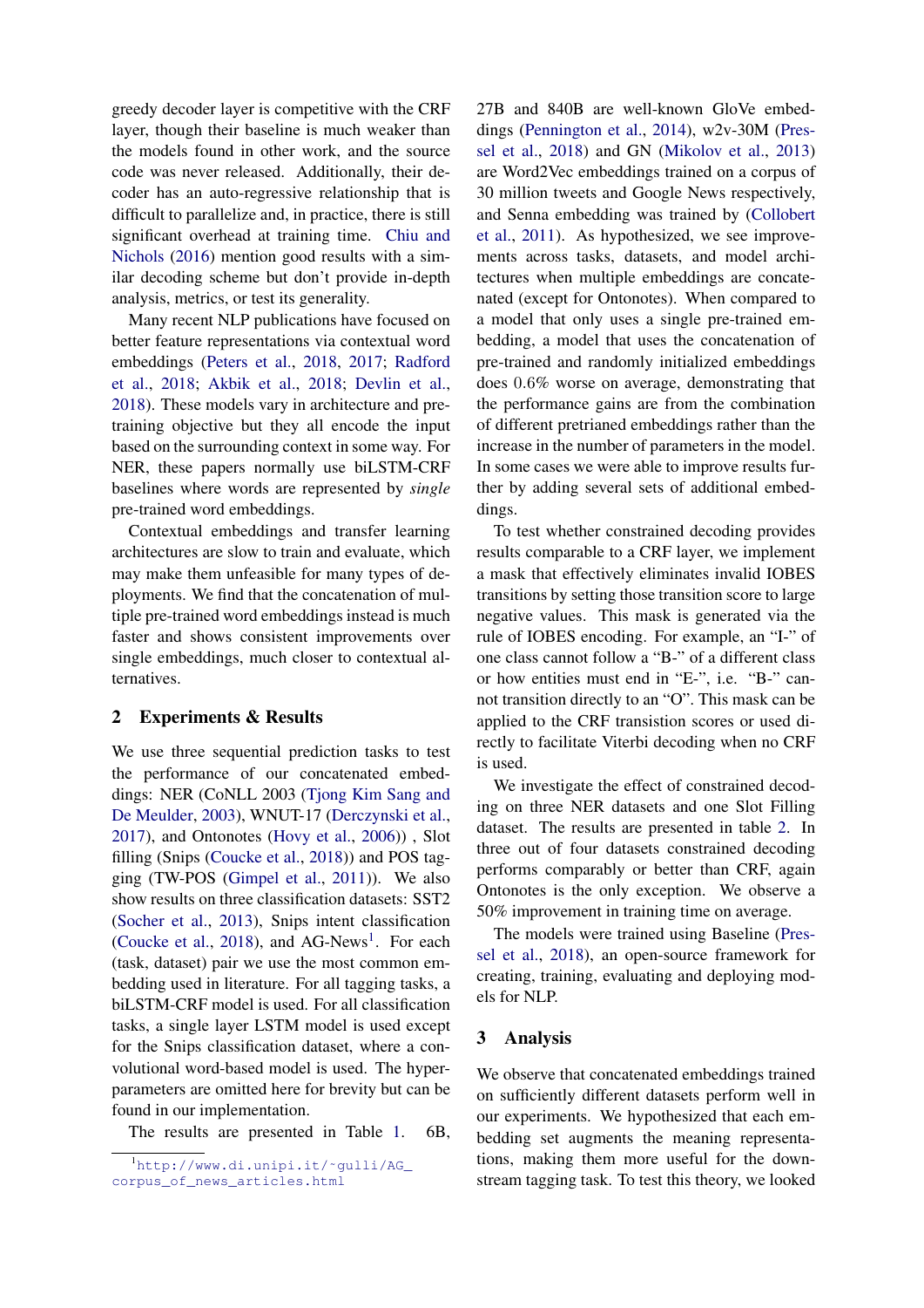greedy decoder layer is competitive with the CRF layer, though their baseline is much weaker than the models found in other work, and the source code was never released. Additionally, their decoder has an auto-regressive relationship that is difficult to parallelize and, in practice, there is still significant overhead at training time. Chiu and Nichols (2016) mention good results with a similar decoding scheme but don't provide in-depth analysis, metrics, or test its generality.

Many recent NLP publications have focused on better feature representations via contextual word embeddings (Peters et al., 2018, 2017; Radford et al., 2018; Akbik et al., 2018; Devlin et al., 2018). These models vary in architecture and pretraining objective but they all encode the input based on the surrounding context in some way. For NER, these papers normally use biLSTM-CRF baselines where words are represented by *single* pre-trained word embeddings.

Contextual embeddings and transfer learning architectures are slow to train and evaluate, which may make them unfeasible for many types of deployments. We find that the concatenation of multiple pre-trained word embeddings instead is much faster and shows consistent improvements over single embeddings, much closer to contextual alternatives.

## 2 Experiments & Results

We use three sequential prediction tasks to test the performance of our concatenated embeddings: NER (CoNLL 2003 (Tjong Kim Sang and De Meulder, 2003), WNUT-17 (Derczynski et al., 2017), and Ontonotes (Hovy et al., 2006)) , Slot filling (Snips (Coucke et al., 2018)) and POS tagging (TW-POS (Gimpel et al., 2011)). We also show results on three classification datasets: SST2 (Socher et al., 2013), Snips intent classification (Coucke et al., 2018), and AG-News[1]. For each (task, dataset) pair we use the most common embedding used in literature. For all tagging tasks, a biLSTM-CRF model is used. For all classification tasks, a single layer LSTM model is used except for the Snips classification dataset, where a convolutional word-based model is used. The hyperparameters are omitted here for brevity but can be found in our implementation.

The results are presented in Table 1. 6B, 27B and 840B are well-known GloVe embeddings (Pennington et al., 2014), w2v-30M (Pressel et al., 2018) and GN (Mikolov et al., 2013) are Word2Vec embeddings trained on a corpus of 30 million tweets and Google News respectively, and Senna embedding was trained by (Collobert et al., 2011). As hypothesized, we see improvements across tasks, datasets, and model architectures when multiple embeddings are concatenated (except for Ontonotes). When compared to a model that only uses a single pre-trained embedding, a model that uses the concatenation of pre-trained and randomly initialized embeddings does 0.6% worse on average, demonstrating that the performance gains are from the combination of different pretrianed embeddings rather than the increase in the number of parameters in the model. In some cases we were able to improve results further by adding several sets of additional embeddings.

To test whether constrained decoding provides results comparable to a CRF layer, we implement a mask that effectively eliminates invalid IOBES transitions by setting those transition score to large negative values. This mask is generated via the rule of IOBES encoding. For example, an "I-" of one class cannot follow a "B-" of a different class or how entities must end in "E-", i.e. "B-" cannot transition directly to an "O". This mask can be applied to the CRF transistion scores or used directly to facilitate Viterbi decoding when no CRF is used.

We investigate the effect of constrained decoding on three NER datasets and one Slot Filling dataset. The results are presented in table 2. In three out of four datasets constrained decoding performs comparably or better than CRF, again Ontonotes is the only exception. We observe a 50% improvement in training time on average.

The models were trained using Baseline (Pressel et al., 2018), an open-source framework for creating, training, evaluating and deploying models for NLP.

## 3 Analysis

We observe that concatenated embeddings trained on sufficiently different datasets perform well in our experiments. We hypothesized that each embedding set augments the meaning representations, making them more useful for the downstream tagging task. To test this theory, we looked

[1] http://www.di.unipi.it/~gulli/AG_corpus_of_news_articles.html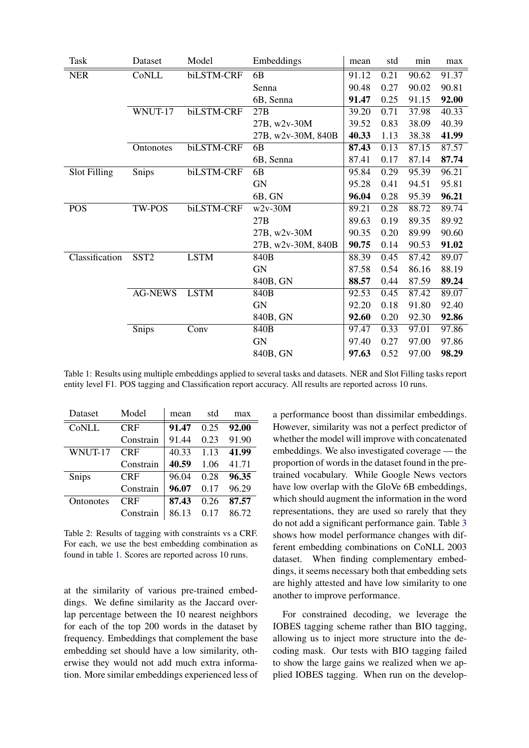| Task | Dataset | Model | Embeddings | mean | std | min | max |
|---|---|---|---|---|---|---|---|
| NER | CoNLL | biLSTM-CRF | 6B | 91.12 | 0.21 | 90.62 | 91.37 |
| | | | Senna | 90.48 | 0.27 | 90.02 | 90.81 |
| | | | 6B, Senna | **91.47** | 0.25 | 91.15 | **92.00** |
| | WNUT-17 | biLSTM-CRF | 27B | 39.20 | 0.71 | 37.98 | 40.33 |
| | | | 27B, w2v-30M | 39.52 | 0.83 | 38.09 | 40.39 |
| | | | 27B, w2v-30M, 840B | **40.33** | 1.13 | 38.38 | **41.99** |
| | Ontonotes | biLSTM-CRF | 6B | **87.43** | 0.13 | 87.15 | 87.57 |
| | | | 6B, Senna | 87.41 | 0.17 | 87.14 | **87.74** |
| Slot Filling | Snips | biLSTM-CRF | 6B | 95.84 | 0.29 | 95.39 | 96.21 |
| | | | GN | 95.28 | 0.41 | 94.51 | 95.81 |
| | | | 6B, GN | **96.04** | 0.28 | 95.39 | **96.21** |
| POS | TW-POS | biLSTM-CRF | w2v-30M | 89.21 | 0.28 | 88.72 | 89.74 |
| | | | 27B | 89.63 | 0.19 | 89.35 | 89.92 |
| | | | 27B, w2v-30M | 90.35 | 0.20 | 89.99 | 90.60 |
| | | | 27B, w2v-30M, 840B | **90.75** | 0.14 | 90.53 | **91.02** |
| Classification | SST2 | LSTM | 840B | 88.39 | 0.45 | 87.42 | 89.07 |
| | | | GN | 87.58 | 0.54 | 86.16 | 88.19 |
| | | | 840B, GN | **88.57** | 0.44 | 87.59 | **89.24** |
| | AG-NEWS | LSTM | 840B | 92.53 | 0.45 | 87.42 | 89.07 |
| | | | GN | 92.20 | 0.18 | 91.80 | 92.40 |
| | | | 840B, GN | **92.60** | 0.20 | 92.30 | **92.86** |
| | Snips | Conv | 840B | 97.47 | 0.33 | 97.01 | 97.86 |
| | | | GN | 97.40 | 0.27 | 97.00 | 97.86 |
| | | | 840B, GN | **97.63** | 0.52 | 97.00 | **98.29** |

Table 1: Results using multiple embeddings applied to several tasks and datasets. NER and Slot Filling tasks report entity level F1. POS tagging and Classification report accuracy. All results are reported across 10 runs.

| Dataset | Model | mean | std | max |
|---|---|---|---|---|
| CoNLL | CRF | **91.47** | 0.25 | **92.00** |
| | Constrain | 91.44 | 0.23 | 91.90 |
| WNUT-17 | CRF | 40.33 | 1.13 | **41.99** |
| | Constrain | **40.59** | 1.06 | 41.71 |
| Snips | CRF | 96.04 | 0.28 | **96.35** |
| | Constrain | **96.07** | 0.17 | 96.29 |
| Ontonotes | CRF | **87.43** | 0.26 | **87.57** |
| | Constrain | 86.13 | 0.17 | 86.72 |

Table 2: Results of tagging with constraints vs a CRF. For each, we use the best embedding combination as found in table 1. Scores are reported across 10 runs.

at the similarity of various pre-trained embeddings. We define similarity as the Jaccard overlap percentage between the 10 nearest neighbors for each of the top 200 words in the dataset by frequency. Embeddings that complement the base embedding set should have a low similarity, otherwise they would not add much extra information. More similar embeddings experienced less of a performance boost than dissimilar embeddings. However, similarity was not a perfect predictor of whether the model will improve with concatenated embeddings. We also investigated coverage — the proportion of words in the dataset found in the pre-trained vocabulary. While Google News vectors have low overlap with the GloVe 6B embeddings, which should augment the information in the word representations, they are used so rarely that they do not add a significant performance gain. Table 3 shows how model performance changes with different embedding combinations on CoNLL 2003 dataset. When finding complementary embeddings, it seems necessary both that embedding sets are highly attested and have low similarity to one another to improve performance.

For constrained decoding, we leverage the IOBES tagging scheme rather than BIO tagging, allowing us to inject more structure into the decoding mask. Our tests with BIO tagging failed to show the large gains we realized when we applied IOBES tagging. When run on the develop-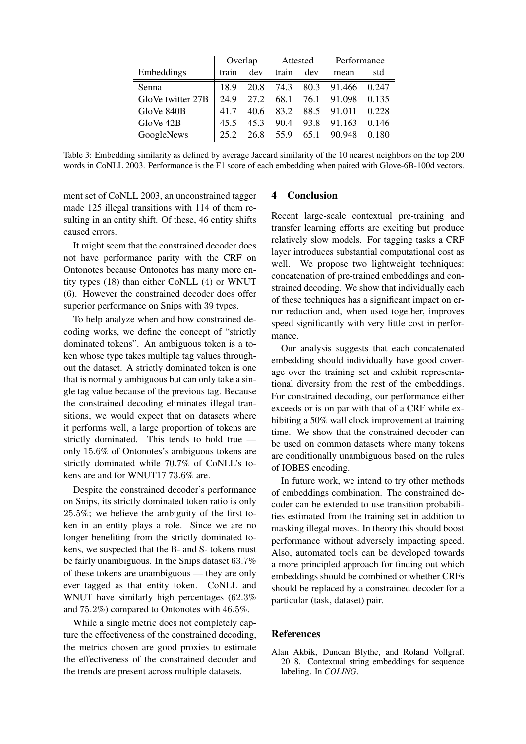| Embeddings | Overlap | | Attested | | Performance | |
|---|---|---|---|---|---|---|
| | train | dev | train | dev | mean | std |
| Senna | 18.9 | 20.8 | 74.3 | 80.3 | 91.466 | 0.247 |
| GloVe twitter 27B | 24.9 | 27.2 | 68.1 | 76.1 | 91.098 | 0.135 |
| GloVe 840B | 41.7 | 40.6 | 83.2 | 88.5 | 91.011 | 0.228 |
| GloVe 42B | 45.5 | 45.3 | 90.4 | 93.8 | 91.163 | 0.146 |
| GoogleNews | 25.2 | 26.8 | 55.9 | 65.1 | 90.948 | 0.180 |

Table 3: Embedding similarity as defined by average Jaccard similarity of the 10 nearest neighbors on the top 200 words in CoNLL 2003. Performance is the F1 score of each embedding when paired with Glove-6B-100d vectors.

ment set of CoNLL 2003, an unconstrained tagger made 125 illegal transitions with 114 of them resulting in an entity shift. Of these, 46 entity shifts caused errors.

It might seem that the constrained decoder does not have performance parity with the CRF on Ontonotes because Ontonotes has many more entity types (18) than either CoNLL (4) or WNUT (6). However the constrained decoder does offer superior performance on Snips with 39 types.

To help analyze when and how constrained decoding works, we define the concept of "strictly dominated tokens". An ambiguous token is a token whose type takes multiple tag values throughout the dataset. A strictly dominated token is one that is normally ambiguous but can only take a single tag value because of the previous tag. Because the constrained decoding eliminates illegal transitions, we would expect that on datasets where it performs well, a large proportion of tokens are strictly dominated. This tends to hold true — only 15.6% of Ontonotes's ambiguous tokens are strictly dominated while 70.7% of CoNLL's tokens are and for WNUT17 73.6% are.

Despite the constrained decoder's performance on Snips, its strictly dominated token ratio is only 25.5%; we believe the ambiguity of the first token in an entity plays a role. Since we are no longer benefiting from the strictly dominated tokens, we suspected that the B- and S- tokens must be fairly unambiguous. In the Snips dataset 63.7% of these tokens are unambiguous — they are only ever tagged as that entity token. CoNLL and WNUT have similarly high percentages (62.3% and 75.2%) compared to Ontonotes with 46.5%.

While a single metric does not completely capture the effectiveness of the constrained decoding, the metrics chosen are good proxies to estimate the effectiveness of the constrained decoder and the trends are present across multiple datasets.

## 4 Conclusion

Recent large-scale contextual pre-training and transfer learning efforts are exciting but produce relatively slow models. For tagging tasks a CRF layer introduces substantial computational cost as well. We propose two lightweight techniques: concatenation of pre-trained embeddings and constrained decoding. We show that individually each of these techniques has a significant impact on error reduction and, when used together, improves speed significantly with very little cost in performance.

Our analysis suggests that each concatenated embedding should individually have good coverage over the training set and exhibit representational diversity from the rest of the embeddings. For constrained decoding, our performance either exceeds or is on par with that of a CRF while exhibiting a 50% wall clock improvement at training time. We show that the constrained decoder can be used on common datasets where many tokens are conditionally unambiguous based on the rules of IOBES encoding.

In future work, we intend to try other methods of embeddings combination. The constrained decoder can be extended to use transition probabilities estimated from the training set in addition to masking illegal moves. In theory this should boost performance without adversely impacting speed. Also, automated tools can be developed towards a more principled approach for finding out which embeddings should be combined or whether CRFs should be replaced by a constrained decoder for a particular (task, dataset) pair.

## References

Alan Akbik, Duncan Blythe, and Roland Vollgraf. 2018. Contextual string embeddings for sequence labeling. In *COLING*.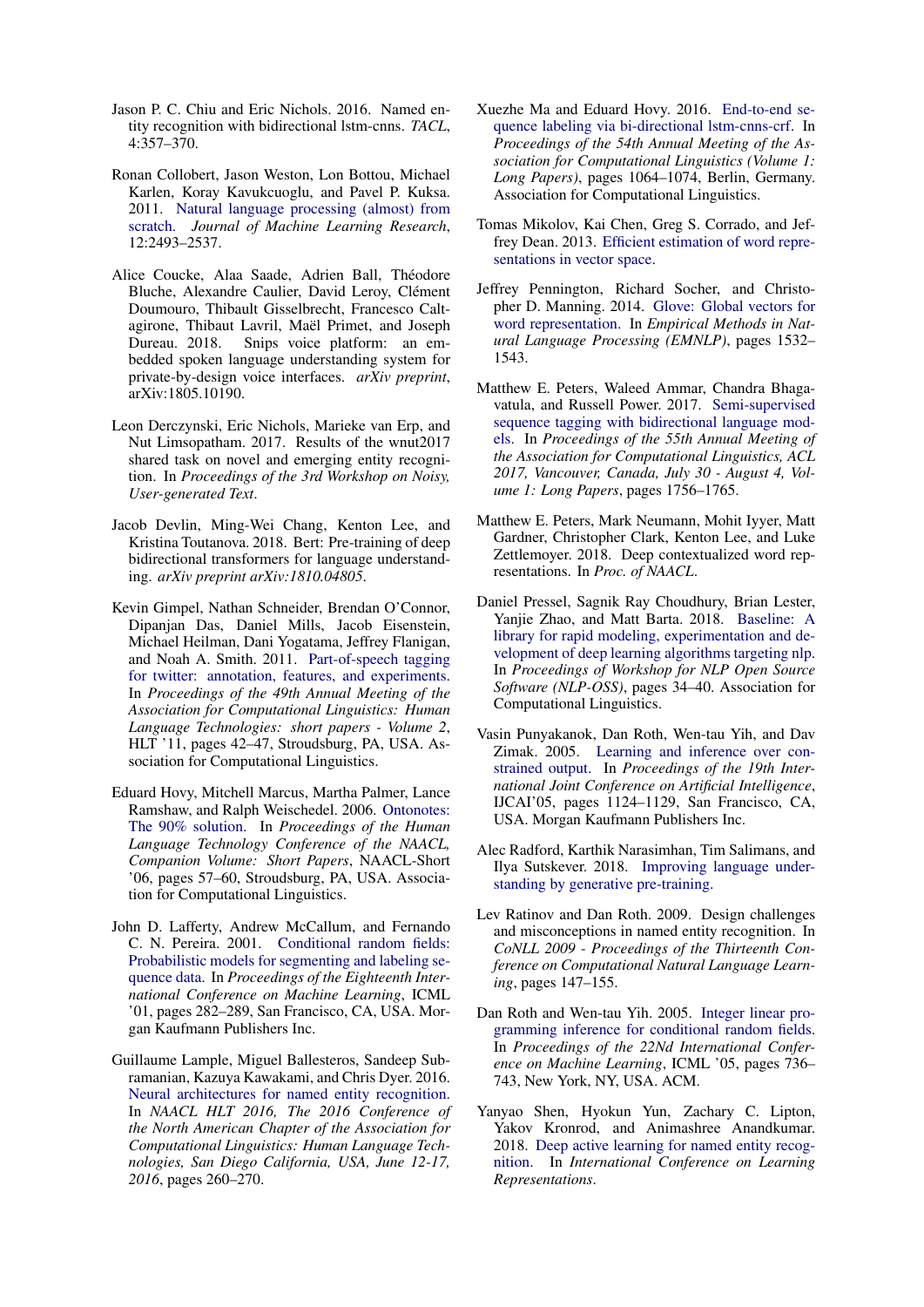Jason P. C. Chiu and Eric Nichols. 2016. Named entity recognition with bidirectional lstm-cnns. *TACL*, 4:357–370.

Ronan Collobert, Jason Weston, Lon Bottou, Michael Karlen, Koray Kavukcuoglu, and Pavel P. Kuksa. 2011. Natural language processing (almost) from scratch. *Journal of Machine Learning Research*, 12:2493–2537.

Alice Coucke, Alaa Saade, Adrien Ball, Théodore Bluche, Alexandre Caulier, David Leroy, Clément Doumouro, Thibault Gisselbrecht, Francesco Caltagirone, Thibaut Lavril, Maël Primet, and Joseph Dureau. 2018. Snips voice platform: an embedded spoken language understanding system for private-by-design voice interfaces. *arXiv preprint*, arXiv:1805.10190.

Leon Derczynski, Eric Nichols, Marieke van Erp, and Nut Limsopatham. 2017. Results of the wnut2017 shared task on novel and emerging entity recognition. In *Proceedings of the 3rd Workshop on Noisy, User-generated Text*.

Jacob Devlin, Ming-Wei Chang, Kenton Lee, and Kristina Toutanova. 2018. Bert: Pre-training of deep bidirectional transformers for language understanding. *arXiv preprint arXiv:1810.04805*.

Kevin Gimpel, Nathan Schneider, Brendan O'Connor, Dipanjan Das, Daniel Mills, Jacob Eisenstein, Michael Heilman, Dani Yogatama, Jeffrey Flanigan, and Noah A. Smith. 2011. Part-of-speech tagging for twitter: annotation, features, and experiments. In *Proceedings of the 49th Annual Meeting of the Association for Computational Linguistics: Human Language Technologies: short papers - Volume 2*, HLT '11, pages 42–47, Stroudsburg, PA, USA. Association for Computational Linguistics.

Eduard Hovy, Mitchell Marcus, Martha Palmer, Lance Ramshaw, and Ralph Weischedel. 2006. Ontonotes: The 90% solution. In *Proceedings of the Human Language Technology Conference of the NAACL, Companion Volume: Short Papers*, NAACL-Short '06, pages 57–60, Stroudsburg, PA, USA. Association for Computational Linguistics.

John D. Lafferty, Andrew McCallum, and Fernando C. N. Pereira. 2001. Conditional random fields: Probabilistic models for segmenting and labeling sequence data. In *Proceedings of the Eighteenth International Conference on Machine Learning*, ICML '01, pages 282–289, San Francisco, CA, USA. Morgan Kaufmann Publishers Inc.

Guillaume Lample, Miguel Ballesteros, Sandeep Subramanian, Kazuya Kawakami, and Chris Dyer. 2016. Neural architectures for named entity recognition. In *NAACL HLT 2016, The 2016 Conference of the North American Chapter of the Association for Computational Linguistics: Human Language Technologies, San Diego California, USA, June 12-17, 2016*, pages 260–270.

Xuezhe Ma and Eduard Hovy. 2016. End-to-end sequence labeling via bi-directional lstm-cnns-crf. In *Proceedings of the 54th Annual Meeting of the Association for Computational Linguistics (Volume 1: Long Papers)*, pages 1064–1074, Berlin, Germany. Association for Computational Linguistics.

Tomas Mikolov, Kai Chen, Greg S. Corrado, and Jeffrey Dean. 2013. Efficient estimation of word representations in vector space.

Jeffrey Pennington, Richard Socher, and Christopher D. Manning. 2014. Glove: Global vectors for word representation. In *Empirical Methods in Natural Language Processing (EMNLP)*, pages 1532–1543.

Matthew E. Peters, Waleed Ammar, Chandra Bhagavatula, and Russell Power. 2017. Semi-supervised sequence tagging with bidirectional language models. In *Proceedings of the 55th Annual Meeting of the Association for Computational Linguistics, ACL 2017, Vancouver, Canada, July 30 - August 4, Volume 1: Long Papers*, pages 1756–1765.

Matthew E. Peters, Mark Neumann, Mohit Iyyer, Matt Gardner, Christopher Clark, Kenton Lee, and Luke Zettlemoyer. 2018. Deep contextualized word representations. In *Proc. of NAACL*.

Daniel Pressel, Sagnik Ray Choudhury, Brian Lester, Yanjie Zhao, and Matt Barta. 2018. Baseline: A library for rapid modeling, experimentation and development of deep learning algorithms targeting nlp. In *Proceedings of Workshop for NLP Open Source Software (NLP-OSS)*, pages 34–40. Association for Computational Linguistics.

Vasin Punyakanok, Dan Roth, Wen-tau Yih, and Dav Zimak. 2005. Learning and inference over constrained output. In *Proceedings of the 19th International Joint Conference on Artificial Intelligence*, IJCAI'05, pages 1124–1129, San Francisco, CA, USA. Morgan Kaufmann Publishers Inc.

Alec Radford, Karthik Narasimhan, Tim Salimans, and Ilya Sutskever. 2018. Improving language understanding by generative pre-training.

Lev Ratinov and Dan Roth. 2009. Design challenges and misconceptions in named entity recognition. In *CoNLL 2009 - Proceedings of the Thirteenth Conference on Computational Natural Language Learning*, pages 147–155.

Dan Roth and Wen-tau Yih. 2005. Integer linear programming inference for conditional random fields. In *Proceedings of the 22Nd International Conference on Machine Learning*, ICML '05, pages 736–743, New York, NY, USA. ACM.

Yanyao Shen, Hyokun Yun, Zachary C. Lipton, Yakov Kronrod, and Animashree Anandkumar. 2018. Deep active learning for named entity recognition. In *International Conference on Learning Representations*.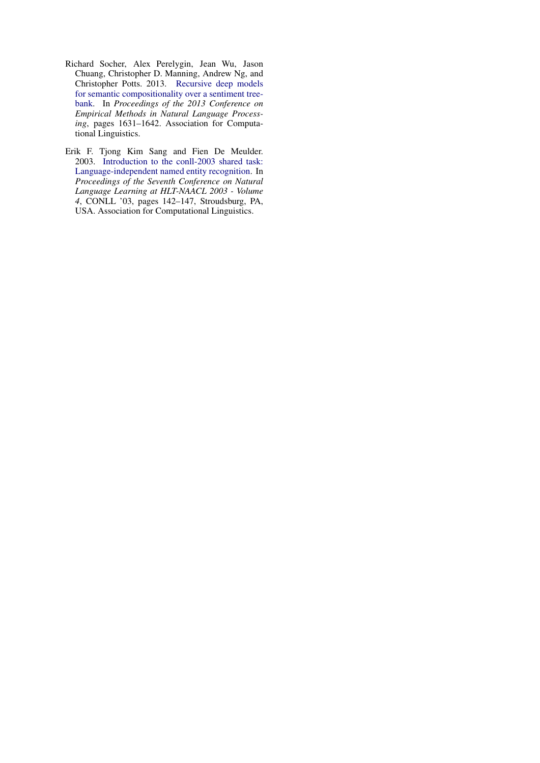Richard Socher, Alex Perelygin, Jean Wu, Jason Chuang, Christopher D. Manning, Andrew Ng, and Christopher Potts. 2013. Recursive deep models for semantic compositionality over a sentiment treebank. In *Proceedings of the 2013 Conference on Empirical Methods in Natural Language Processing*, pages 1631–1642. Association for Computational Linguistics.

Erik F. Tjong Kim Sang and Fien De Meulder. 2003. Introduction to the conll-2003 shared task: Language-independent named entity recognition. In *Proceedings of the Seventh Conference on Natural Language Learning at HLT-NAACL 2003 - Volume 4*, CONLL '03, pages 142–147, Stroudsburg, PA, USA. Association for Computational Linguistics.